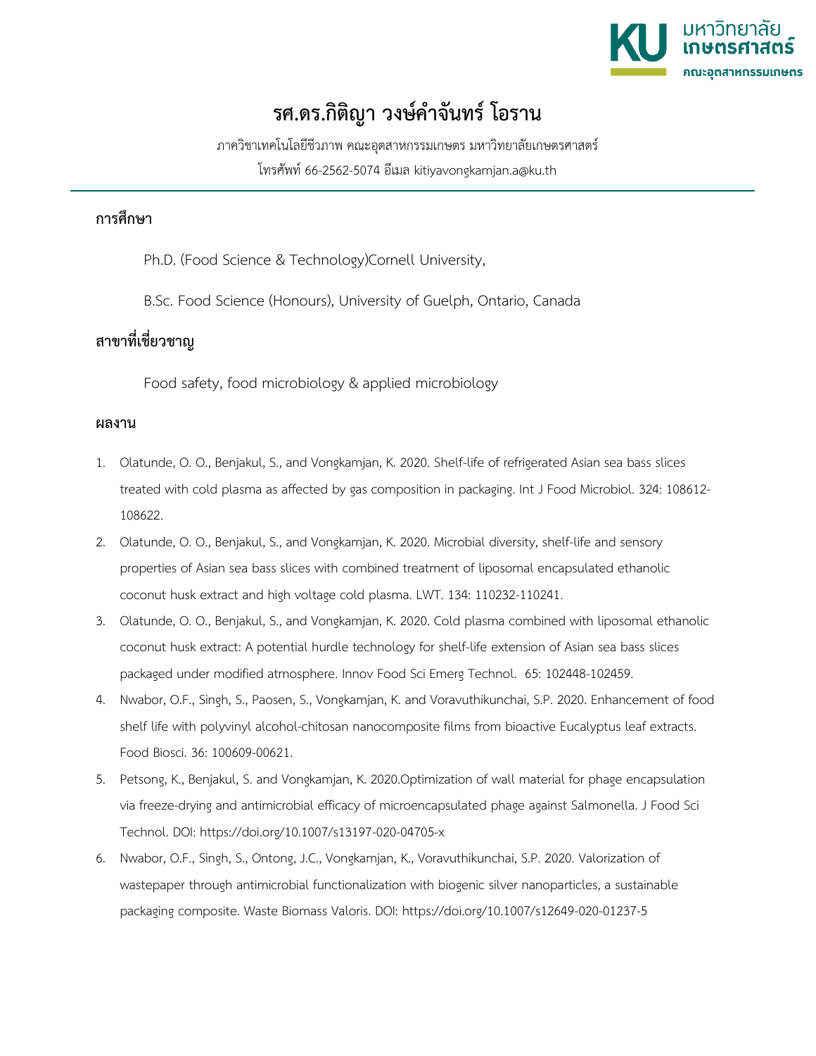มหาวิทยาลัยเกษตรศาสตร์
คณะอุตสาหกรรมเกษตร

# รศ.ดร.กิติญา วงษ์คำจันทร์ โอราน

ภาควิชาเทคโนโลยีชีวภาพ คณะอุตสาหกรรมเกษตร มหาวิทยาลัยเกษตรศาสตร์

โทรศัพท์ 66-2562-5074 อีเมล kitiyavongkamjan.a@ku.th

## การศึกษา

Ph.D. (Food Science & Technology)Cornell University,

B.Sc. Food Science (Honours), University of Guelph, Ontario, Canada

## สาขาที่เชี่ยวชาญ

Food safety, food microbiology & applied microbiology

## ผลงาน

1. Olatunde, O. O., Benjakul, S., and Vongkamjan, K. 2020. Shelf-life of refrigerated Asian sea bass slices treated with cold plasma as affected by gas composition in packaging. Int J Food Microbiol. 324: 108612-108622.
2. Olatunde, O. O., Benjakul, S., and Vongkamjan, K. 2020. Microbial diversity, shelf-life and sensory properties of Asian sea bass slices with combined treatment of liposomal encapsulated ethanolic coconut husk extract and high voltage cold plasma. LWT. 134: 110232-110241.
3. Olatunde, O. O., Benjakul, S., and Vongkamjan, K. 2020. Cold plasma combined with liposomal ethanolic coconut husk extract: A potential hurdle technology for shelf-life extension of Asian sea bass slices packaged under modified atmosphere. Innov Food Sci Emerg Technol. 65: 102448-102459.
4. Nwabor, O.F., Singh, S., Paosen, S., Vongkamjan, K. and Voravuthikunchai, S.P. 2020. Enhancement of food shelf life with polyvinyl alcohol-chitosan nanocomposite films from bioactive Eucalyptus leaf extracts. Food Biosci. 36: 100609-00621.
5. Petsong, K., Benjakul, S. and Vongkamjan, K. 2020.Optimization of wall material for phage encapsulation via freeze-drying and antimicrobial efficacy of microencapsulated phage against Salmonella. J Food Sci Technol. DOI: https://doi.org/10.1007/s13197-020-04705-x
6. Nwabor, O.F., Singh, S., Ontong, J.C., Vongkamjan, K., Voravuthikunchai, S.P. 2020. Valorization of wastepaper through antimicrobial functionalization with biogenic silver nanoparticles, a sustainable packaging composite. Waste Biomass Valoris. DOI: https://doi.org/10.1007/s12649-020-01237-5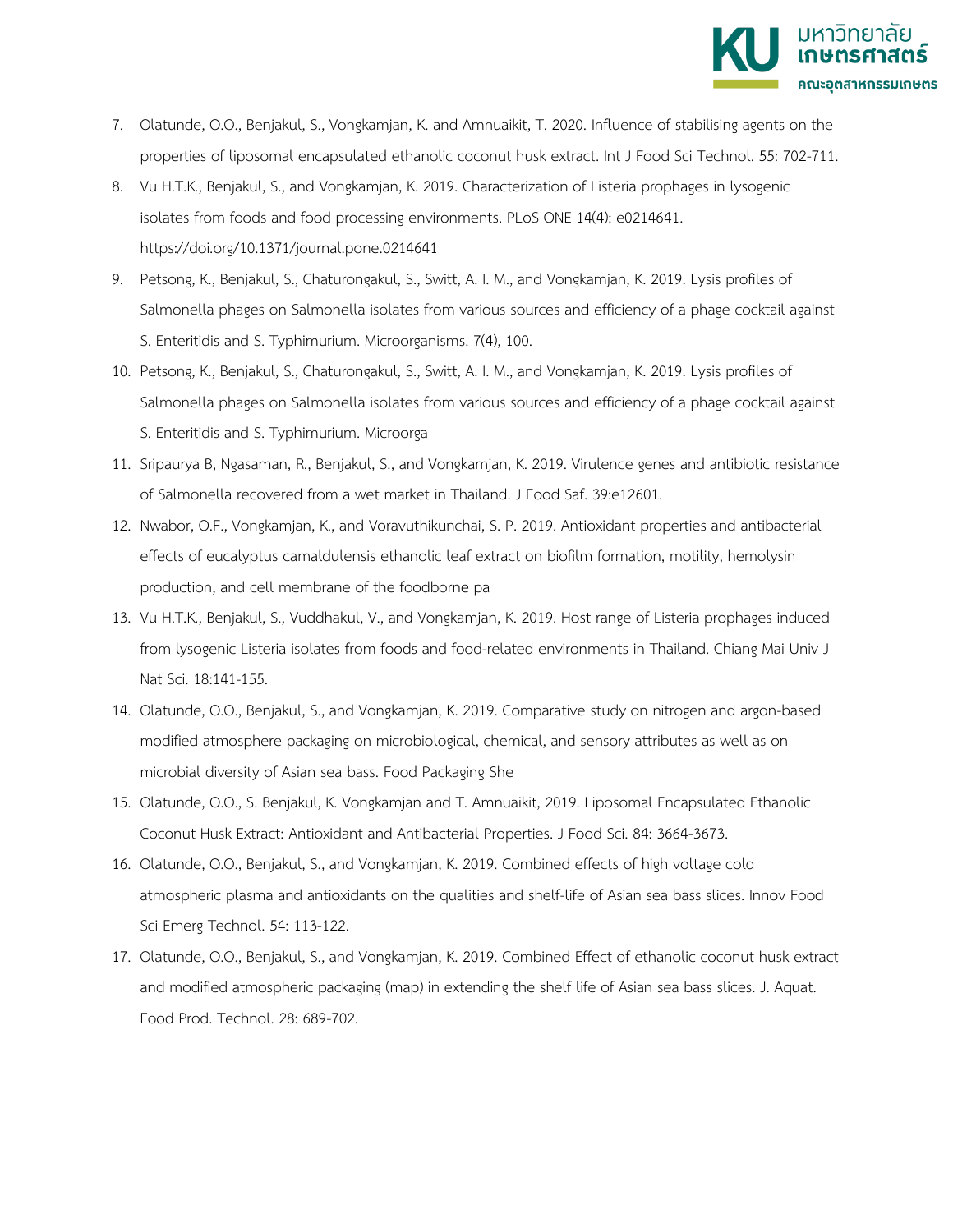7. Olatunde, O.O., Benjakul, S., Vongkamjan, K. and Amnuaikit, T. 2020. Influence of stabilising agents on the properties of liposomal encapsulated ethanolic coconut husk extract. Int J Food Sci Technol. 55: 702-711.
8. Vu H.T.K., Benjakul, S., and Vongkamjan, K. 2019. Characterization of Listeria prophages in lysogenic isolates from foods and food processing environments. PLoS ONE 14(4): e0214641. https://doi.org/10.1371/journal.pone.0214641
9. Petsong, K., Benjakul, S., Chaturongakul, S., Switt, A. I. M., and Vongkamjan, K. 2019. Lysis profiles of Salmonella phages on Salmonella isolates from various sources and efficiency of a phage cocktail against S. Enteritidis and S. Typhimurium. Microorganisms. 7(4), 100.
10. Petsong, K., Benjakul, S., Chaturongakul, S., Switt, A. I. M., and Vongkamjan, K. 2019. Lysis profiles of Salmonella phages on Salmonella isolates from various sources and efficiency of a phage cocktail against S. Enteritidis and S. Typhimurium. Microorga
11. Sripaurya B, Ngasaman, R., Benjakul, S., and Vongkamjan, K. 2019. Virulence genes and antibiotic resistance of Salmonella recovered from a wet market in Thailand. J Food Saf. 39:e12601.
12. Nwabor, O.F., Vongkamjan, K., and Voravuthikunchai, S. P. 2019. Antioxidant properties and antibacterial effects of eucalyptus camaldulensis ethanolic leaf extract on biofilm formation, motility, hemolysin production, and cell membrane of the foodborne pa
13. Vu H.T.K., Benjakul, S., Vuddhakul, V., and Vongkamjan, K. 2019. Host range of Listeria prophages induced from lysogenic Listeria isolates from foods and food-related environments in Thailand. Chiang Mai Univ J Nat Sci. 18:141-155.
14. Olatunde, O.O., Benjakul, S., and Vongkamjan, K. 2019. Comparative study on nitrogen and argon-based modified atmosphere packaging on microbiological, chemical, and sensory attributes as well as on microbial diversity of Asian sea bass. Food Packaging She
15. Olatunde, O.O., S. Benjakul, K. Vongkamjan and T. Amnuaikit, 2019. Liposomal Encapsulated Ethanolic Coconut Husk Extract: Antioxidant and Antibacterial Properties. J Food Sci. 84: 3664-3673.
16. Olatunde, O.O., Benjakul, S., and Vongkamjan, K. 2019. Combined effects of high voltage cold atmospheric plasma and antioxidants on the qualities and shelf-life of Asian sea bass slices. Innov Food Sci Emerg Technol. 54: 113-122.
17. Olatunde, O.O., Benjakul, S., and Vongkamjan, K. 2019. Combined Effect of ethanolic coconut husk extract and modified atmospheric packaging (map) in extending the shelf life of Asian sea bass slices. J. Aquat. Food Prod. Technol. 28: 689-702.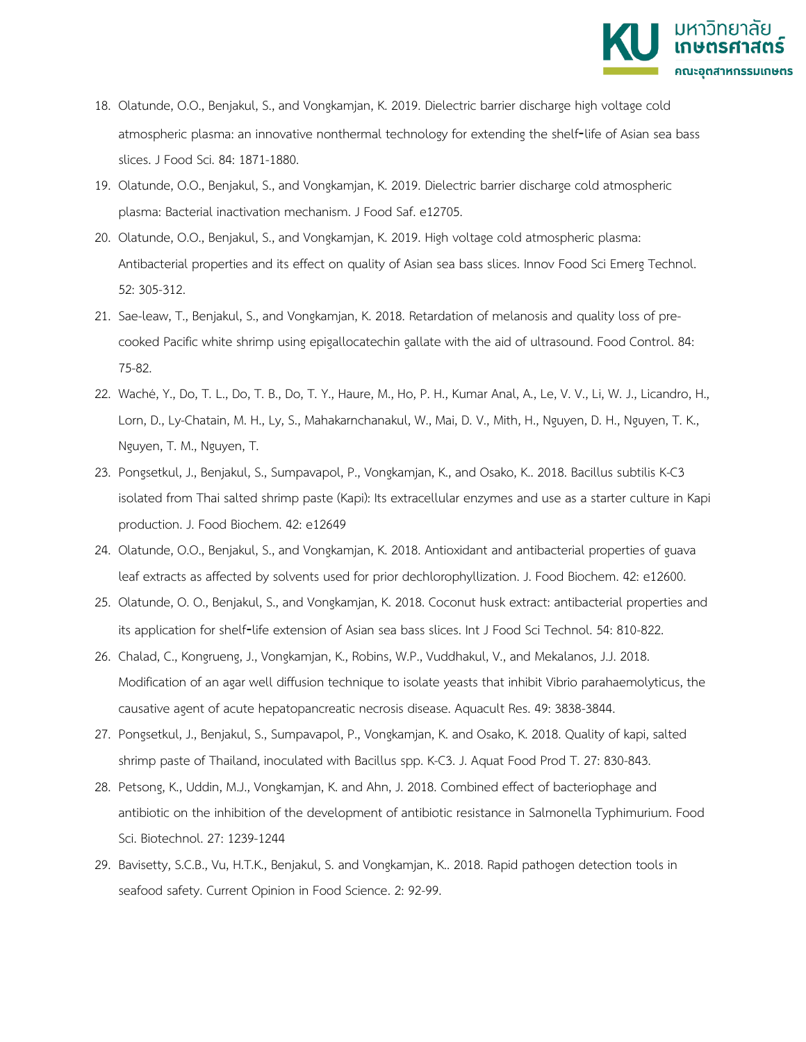18. Olatunde, O.O., Benjakul, S., and Vongkamjan, K. 2019. Dielectric barrier discharge high voltage cold atmospheric plasma: an innovative nonthermal technology for extending the shelf-life of Asian sea bass slices. J Food Sci. 84: 1871-1880.
19. Olatunde, O.O., Benjakul, S., and Vongkamjan, K. 2019. Dielectric barrier discharge cold atmospheric plasma: Bacterial inactivation mechanism. J Food Saf. e12705.
20. Olatunde, O.O., Benjakul, S., and Vongkamjan, K. 2019. High voltage cold atmospheric plasma: Antibacterial properties and its effect on quality of Asian sea bass slices. Innov Food Sci Emerg Technol. 52: 305-312.
21. Sae-leaw, T., Benjakul, S., and Vongkamjan, K. 2018. Retardation of melanosis and quality loss of pre-cooked Pacific white shrimp using epigallocatechin gallate with the aid of ultrasound. Food Control. 84: 75-82.
22. Waché, Y., Do, T. L., Do, T. B., Do, T. Y., Haure, M., Ho, P. H., Kumar Anal, A., Le, V. V., Li, W. J., Licandro, H., Lorn, D., Ly-Chatain, M. H., Ly, S., Mahakarnchanakul, W., Mai, D. V., Mith, H., Nguyen, D. H., Nguyen, T. K., Nguyen, T. M., Nguyen, T.
23. Pongsetkul, J., Benjakul, S., Sumpavapol, P., Vongkamjan, K., and Osako, K.. 2018. Bacillus subtilis K-C3 isolated from Thai salted shrimp paste (Kapi): Its extracellular enzymes and use as a starter culture in Kapi production. J. Food Biochem. 42: e12649
24. Olatunde, O.O., Benjakul, S., and Vongkamjan, K. 2018. Antioxidant and antibacterial properties of guava leaf extracts as affected by solvents used for prior dechlorophyllization. J. Food Biochem. 42: e12600.
25. Olatunde, O. O., Benjakul, S., and Vongkamjan, K. 2018. Coconut husk extract: antibacterial properties and its application for shelf-life extension of Asian sea bass slices. Int J Food Sci Technol. 54: 810-822.
26. Chalad, C., Kongrueng, J., Vongkamjan, K., Robins, W.P., Vuddhakul, V., and Mekalanos, J.J. 2018. Modification of an agar well diffusion technique to isolate yeasts that inhibit Vibrio parahaemolyticus, the causative agent of acute hepatopancreatic necrosis disease. Aquacult Res. 49: 3838-3844.
27. Pongsetkul, J., Benjakul, S., Sumpavapol, P., Vongkamjan, K. and Osako, K. 2018. Quality of kapi, salted shrimp paste of Thailand, inoculated with Bacillus spp. K-C3. J. Aquat Food Prod T. 27: 830-843.
28. Petsong, K., Uddin, M.J., Vongkamjan, K. and Ahn, J. 2018. Combined effect of bacteriophage and antibiotic on the inhibition of the development of antibiotic resistance in Salmonella Typhimurium. Food Sci. Biotechnol. 27: 1239-1244
29. Bavisetty, S.C.B., Vu, H.T.K., Benjakul, S. and Vongkamjan, K.. 2018. Rapid pathogen detection tools in seafood safety. Current Opinion in Food Science. 2: 92-99.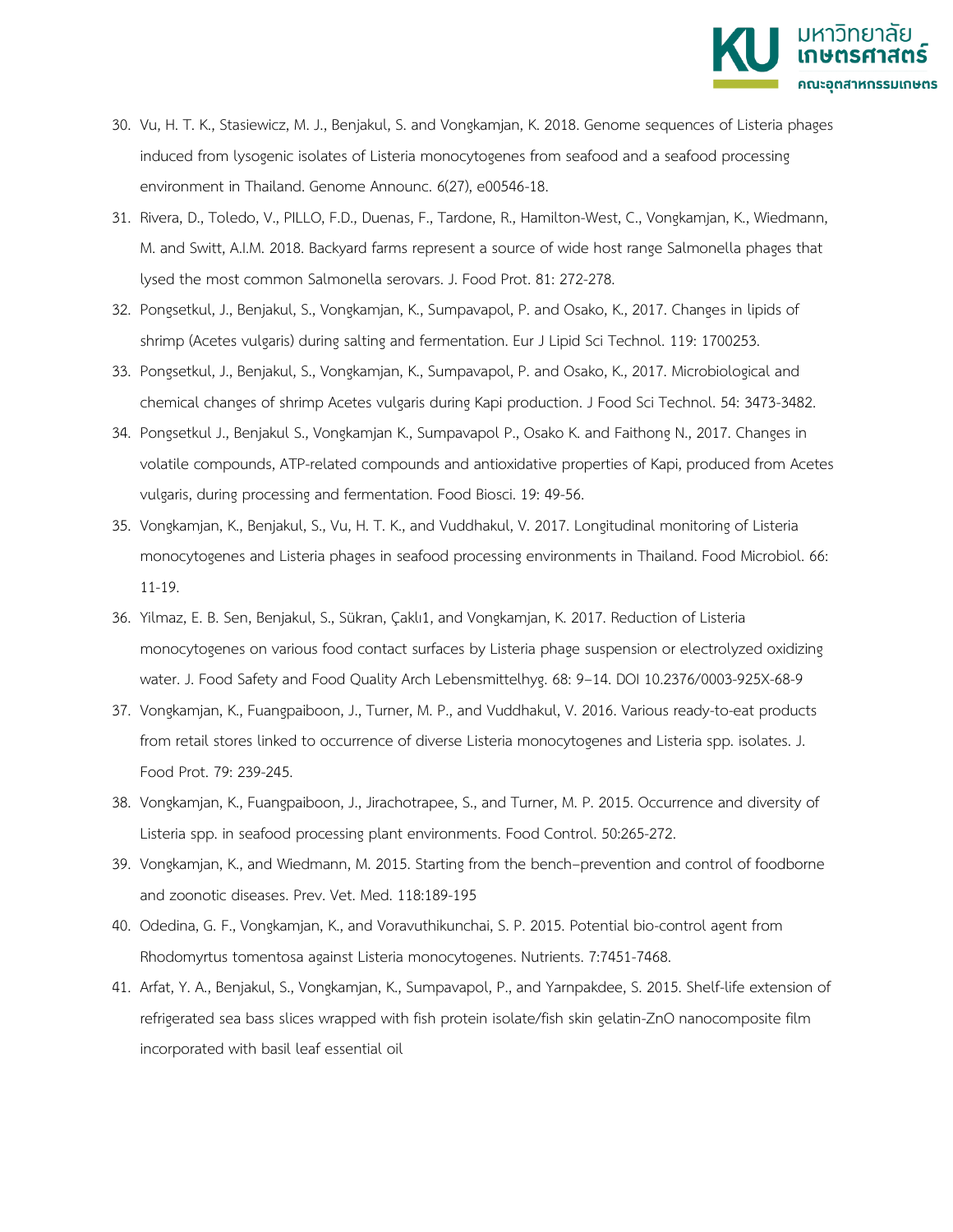30. Vu, H. T. K., Stasiewicz, M. J., Benjakul, S. and Vongkamjan, K. 2018. Genome sequences of Listeria phages induced from lysogenic isolates of Listeria monocytogenes from seafood and a seafood processing environment in Thailand. Genome Announc. 6(27), e00546-18.
31. Rivera, D., Toledo, V., PILLO, F.D., Duenas, F., Tardone, R., Hamilton-West, C., Vongkamjan, K., Wiedmann, M. and Switt, A.I.M. 2018. Backyard farms represent a source of wide host range Salmonella phages that lysed the most common Salmonella serovars. J. Food Prot. 81: 272-278.
32. Pongsetkul, J., Benjakul, S., Vongkamjan, K., Sumpavapol, P. and Osako, K., 2017. Changes in lipids of shrimp (Acetes vulgaris) during salting and fermentation. Eur J Lipid Sci Technol. 119: 1700253.
33. Pongsetkul, J., Benjakul, S., Vongkamjan, K., Sumpavapol, P. and Osako, K., 2017. Microbiological and chemical changes of shrimp Acetes vulgaris during Kapi production. J Food Sci Technol. 54: 3473-3482.
34. Pongsetkul J., Benjakul S., Vongkamjan K., Sumpavapol P., Osako K. and Faithong N., 2017. Changes in volatile compounds, ATP-related compounds and antioxidative properties of Kapi, produced from Acetes vulgaris, during processing and fermentation. Food Biosci. 19: 49-56.
35. Vongkamjan, K., Benjakul, S., Vu, H. T. K., and Vuddhakul, V. 2017. Longitudinal monitoring of Listeria monocytogenes and Listeria phages in seafood processing environments in Thailand. Food Microbiol. 66: 11-19.
36. Yilmaz, E. B. Sen, Benjakul, S., Sükran, Çaklı1, and Vongkamjan, K. 2017. Reduction of Listeria monocytogenes on various food contact surfaces by Listeria phage suspension or electrolyzed oxidizing water. J. Food Safety and Food Quality Arch Lebensmittelhyg. 68: 9–14. DOI 10.2376/0003-925X-68-9
37. Vongkamjan, K., Fuangpaiboon, J., Turner, M. P., and Vuddhakul, V. 2016. Various ready-to-eat products from retail stores linked to occurrence of diverse Listeria monocytogenes and Listeria spp. isolates. J. Food Prot. 79: 239-245.
38. Vongkamjan, K., Fuangpaiboon, J., Jirachotrapee, S., and Turner, M. P. 2015. Occurrence and diversity of Listeria spp. in seafood processing plant environments. Food Control. 50:265-272.
39. Vongkamjan, K., and Wiedmann, M. 2015. Starting from the bench–prevention and control of foodborne and zoonotic diseases. Prev. Vet. Med. 118:189-195
40. Odedina, G. F., Vongkamjan, K., and Voravuthikunchai, S. P. 2015. Potential bio-control agent from Rhodomyrtus tomentosa against Listeria monocytogenes. Nutrients. 7:7451-7468.
41. Arfat, Y. A., Benjakul, S., Vongkamjan, K., Sumpavapol, P., and Yarnpakdee, S. 2015. Shelf-life extension of refrigerated sea bass slices wrapped with fish protein isolate/fish skin gelatin-ZnO nanocomposite film incorporated with basil leaf essential oil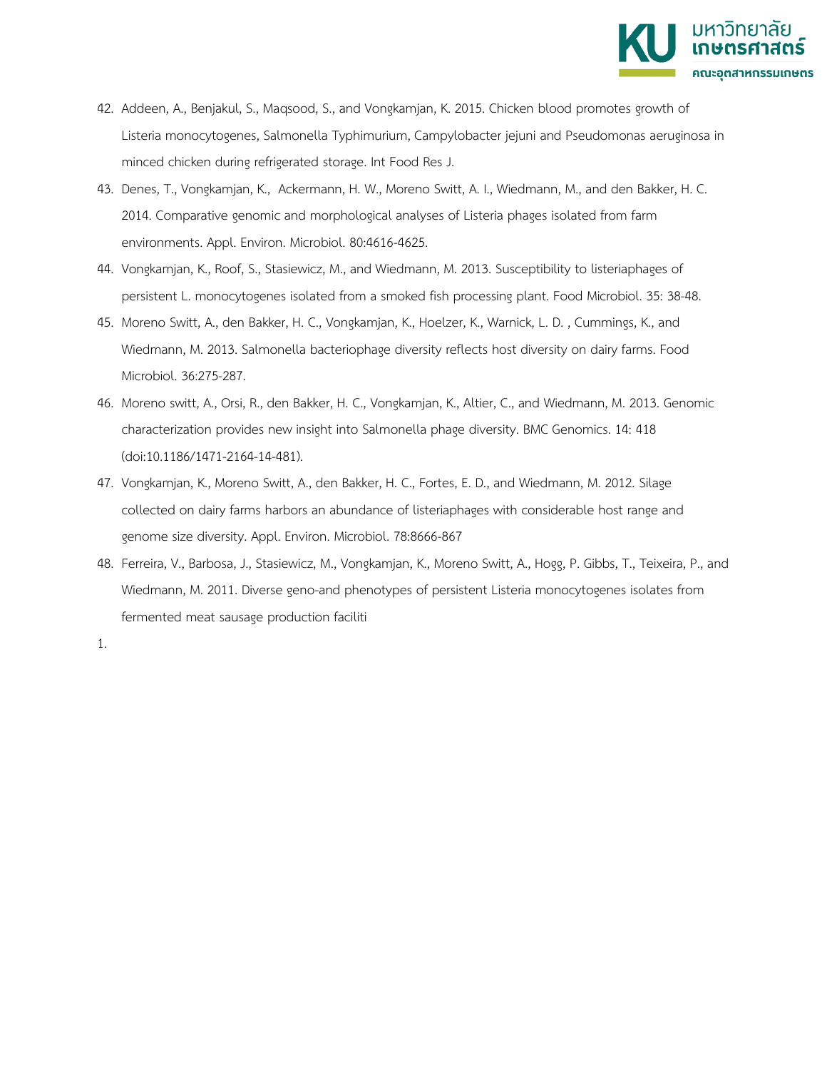42. Addeen, A., Benjakul, S., Maqsood, S., and Vongkamjan, K. 2015. Chicken blood promotes growth of Listeria monocytogenes, Salmonella Typhimurium, Campylobacter jejuni and Pseudomonas aeruginosa in minced chicken during refrigerated storage. Int Food Res J.
43. Denes, T., Vongkamjan, K., Ackermann, H. W., Moreno Switt, A. I., Wiedmann, M., and den Bakker, H. C. 2014. Comparative genomic and morphological analyses of Listeria phages isolated from farm environments. Appl. Environ. Microbiol. 80:4616-4625.
44. Vongkamjan, K., Roof, S., Stasiewicz, M., and Wiedmann, M. 2013. Susceptibility to listeriaphages of persistent L. monocytogenes isolated from a smoked fish processing plant. Food Microbiol. 35: 38-48.
45. Moreno Switt, A., den Bakker, H. C., Vongkamjan, K., Hoelzer, K., Warnick, L. D. , Cummings, K., and Wiedmann, M. 2013. Salmonella bacteriophage diversity reflects host diversity on dairy farms. Food Microbiol. 36:275-287.
46. Moreno switt, A., Orsi, R., den Bakker, H. C., Vongkamjan, K., Altier, C., and Wiedmann, M. 2013. Genomic characterization provides new insight into Salmonella phage diversity. BMC Genomics. 14: 418 (doi:10.1186/1471-2164-14-481).
47. Vongkamjan, K., Moreno Switt, A., den Bakker, H. C., Fortes, E. D., and Wiedmann, M. 2012. Silage collected on dairy farms harbors an abundance of listeriaphages with considerable host range and genome size diversity. Appl. Environ. Microbiol. 78:8666-867
48. Ferreira, V., Barbosa, J., Stasiewicz, M., Vongkamjan, K., Moreno Switt, A., Hogg, P. Gibbs, T., Teixeira, P., and Wiedmann, M. 2011. Diverse geno-and phenotypes of persistent Listeria monocytogenes isolates from fermented meat sausage production faciliti

1.